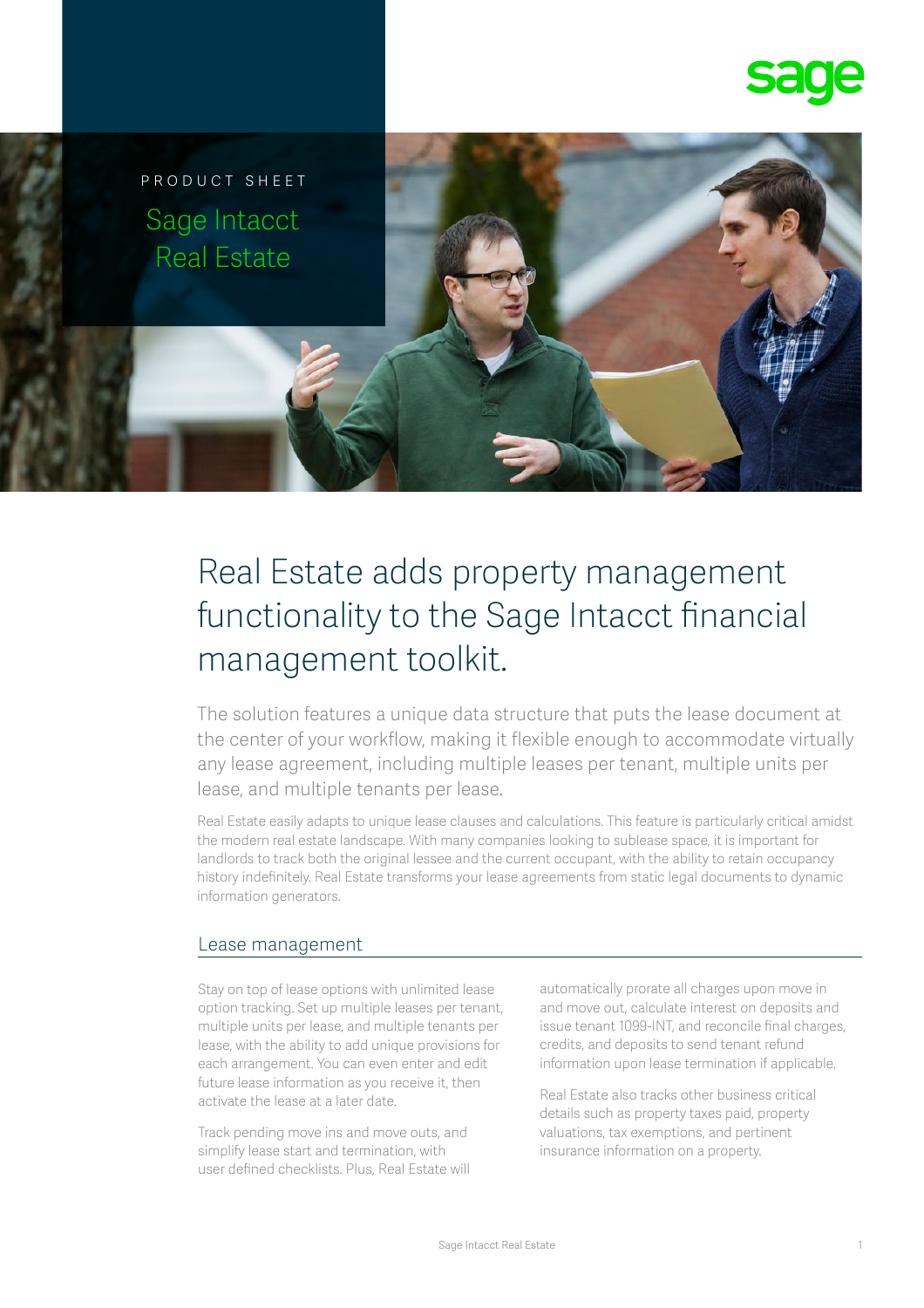PRODUCT SHEET

# Sage Intacct Real Estate

## Real Estate adds property management functionality to the Sage Intacct financial management toolkit.

The solution features a unique data structure that puts the lease document at the center of your workflow, making it flexible enough to accommodate virtually any lease agreement, including multiple leases per tenant, multiple units per lease, and multiple tenants per lease.

Real Estate easily adapts to unique lease clauses and calculations. This feature is particularly critical amidst the modern real estate landscape. With many companies looking to sublease space, it is important for landlords to track both the original lessee and the current occupant, with the ability to retain occupancy history indefinitely. Real Estate transforms your lease agreements from static legal documents to dynamic information generators.

### Lease management

Stay on top of lease options with unlimited lease option tracking. Set up multiple leases per tenant, multiple units per lease, and multiple tenants per lease, with the ability to add unique provisions for each arrangement. You can even enter and edit future lease information as you receive it, then activate the lease at a later date.

Track pending move ins and move outs, and simplify lease start and termination, with user defined checklists. Plus, Real Estate will automatically prorate all charges upon move in and move out, calculate interest on deposits and issue tenant 1099-INT, and reconcile final charges, credits, and deposits to send tenant refund information upon lease termination if applicable.

Real Estate also tracks other business critical details such as property taxes paid, property valuations, tax exemptions, and pertinent insurance information on a property.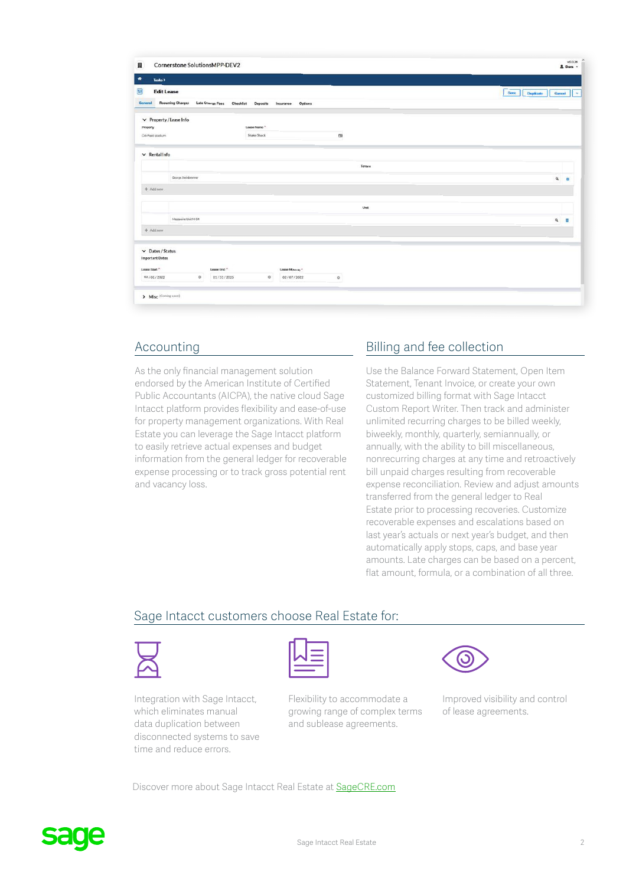## Accounting

As the only financial management solution endorsed by the American Institute of Certified Public Accountants (AICPA), the native cloud Sage Intacct platform provides flexibility and ease-of-use for property management organizations. With Real Estate you can leverage the Sage Intacct platform to easily retrieve actual expenses and budget information from the general ledger for recoverable expense processing or to track gross potential rent and vacancy loss.

## Billing and fee collection

Use the Balance Forward Statement, Open Item Statement, Tenant Invoice, or create your own customized billing format with Sage Intacct Custom Report Writer. Then track and administer unlimited recurring charges to be billed weekly, biweekly, monthly, quarterly, semiannually, or annually, with the ability to bill miscellaneous, nonrecurring charges at any time and retroactively bill unpaid charges resulting from recoverable expense reconciliation. Review and adjust amounts transferred from the general ledger to Real Estate prior to processing recoveries. Customize recoverable expenses and escalations based on last year's actuals or next year's budget, and then automatically apply stops, caps, and base year amounts. Late charges can be based on a percent, flat amount, formula, or a combination of all three.

## Sage Intacct customers choose Real Estate for:

- Integration with Sage Intacct, which eliminates manual data duplication between disconnected systems to save time and reduce errors.
- Flexibility to accommodate a growing range of complex terms and sublease agreements.
- Improved visibility and control of lease agreements.

Discover more about Sage Intacct Real Estate at SageCRE.com